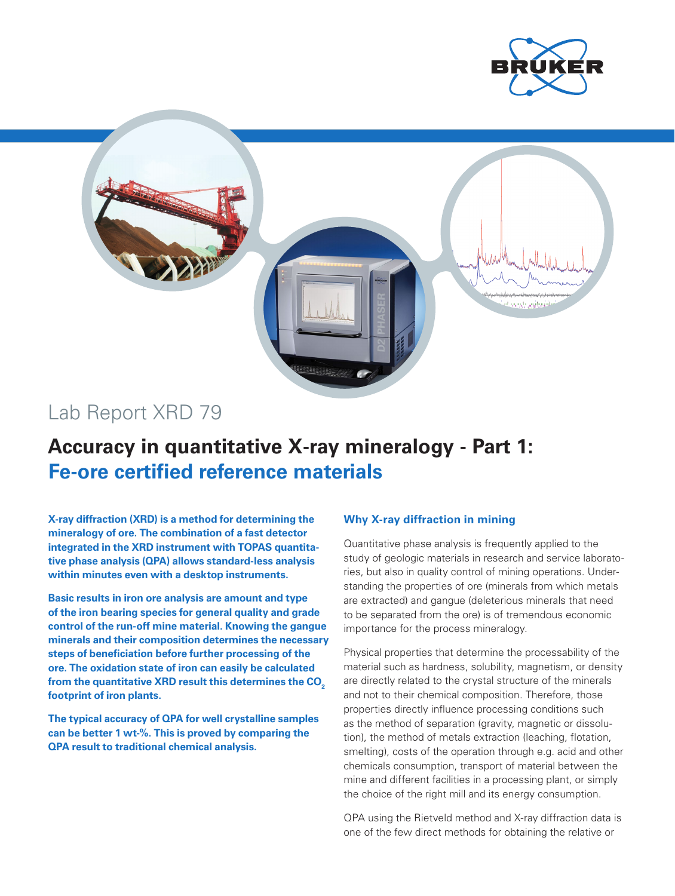Lab Report XRD 79

# Accuracy in quantitative X-ray mineralogy - Part 1: Fe-ore certified reference materials

**X-ray diffraction (XRD) is a method for determining the mineralogy of ore. The combination of a fast detector integrated in the XRD instrument with TOPAS quantitative phase analysis (QPA) allows standard-less analysis within minutes even with a desktop instruments.**

**Basic results in iron ore analysis are amount and type of the iron bearing species for general quality and grade control of the run-off mine material. Knowing the gangue minerals and their composition determines the necessary steps of beneficiation before further processing of the ore. The oxidation state of iron can easily be calculated from the quantitative XRD result this determines the $CO_2$ footprint of iron plants.**

**The typical accuracy of QPA for well crystalline samples can be better 1 wt-%. This is proved by comparing the QPA result to traditional chemical analysis.**

## Why X-ray diffraction in mining

Quantitative phase analysis is frequently applied to the study of geologic materials in research and service laboratories, but also in quality control of mining operations. Understanding the properties of ore (minerals from which metals are extracted) and gangue (deleterious minerals that need to be separated from the ore) is of tremendous economic importance for the process mineralogy.

Physical properties that determine the processability of the material such as hardness, solubility, magnetism, or density are directly related to the crystal structure of the minerals and not to their chemical composition. Therefore, those properties directly influence processing conditions such as the method of separation (gravity, magnetic or dissolution), the method of metals extraction (leaching, flotation, smelting), costs of the operation through e.g. acid and other chemicals consumption, transport of material between the mine and different facilities in a processing plant, or simply the choice of the right mill and its energy consumption.

QPA using the Rietveld method and X-ray diffraction data is one of the few direct methods for obtaining the relative or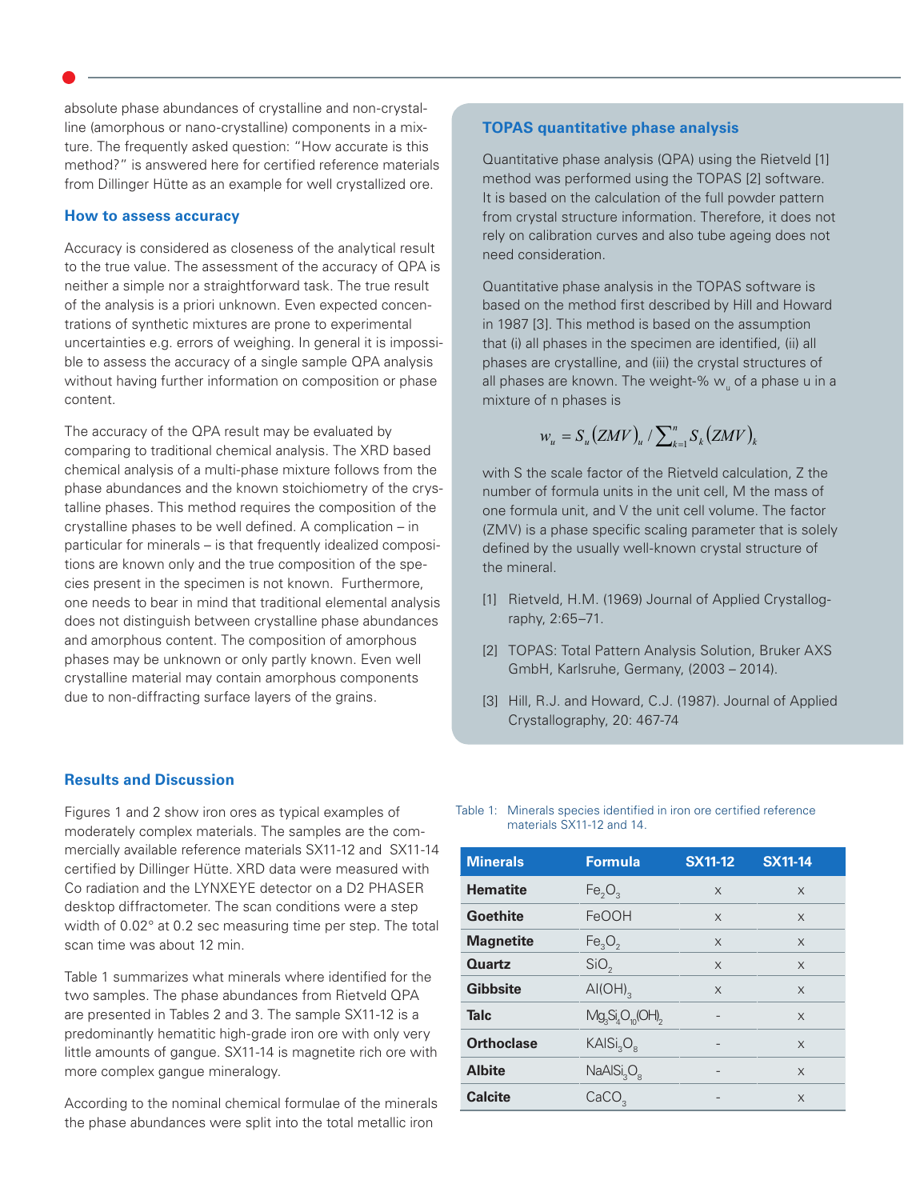absolute phase abundances of crystalline and non-crystalline (amorphous or nano-crystalline) components in a mixture. The frequently asked question: "How accurate is this method?" is answered here for certified reference materials from Dillinger Hütte as an example for well crystallized ore.

## How to assess accuracy

Accuracy is considered as closeness of the analytical result to the true value. The assessment of the accuracy of QPA is neither a simple nor a straightforward task. The true result of the analysis is a priori unknown. Even expected concentrations of synthetic mixtures are prone to experimental uncertainties e.g. errors of weighing. In general it is impossible to assess the accuracy of a single sample QPA analysis without having further information on composition or phase content.

The accuracy of the QPA result may be evaluated by comparing to traditional chemical analysis. The XRD based chemical analysis of a multi-phase mixture follows from the phase abundances and the known stoichiometry of the crystalline phases. This method requires the composition of the crystalline phases to be well defined. A complication – in particular for minerals – is that frequently idealized compositions are known only and the true composition of the species present in the specimen is not known. Furthermore, one needs to bear in mind that traditional elemental analysis does not distinguish between crystalline phase abundances and amorphous content. The composition of amorphous phases may be unknown or only partly known. Even well crystalline material may contain amorphous components due to non-diffracting surface layers of the grains.

## TOPAS quantitative phase analysis

Quantitative phase analysis (QPA) using the Rietveld [1] method was performed using the TOPAS [2] software. It is based on the calculation of the full powder pattern from crystal structure information. Therefore, it does not rely on calibration curves and also tube ageing does not need consideration.

Quantitative phase analysis in the TOPAS software is based on the method first described by Hill and Howard in 1987 [3]. This method is based on the assumption that (i) all phases in the specimen are identified, (ii) all phases are crystalline, and (iii) the crystal structures of all phases are known. The weight-% $w_u$ of a phase u in a mixture of n phases is

$$w_u = S_u (ZMV)_u / \sum_{k=1}^{n} S_k (ZMV)_k$$

with S the scale factor of the Rietveld calculation, Z the number of formula units in the unit cell, M the mass of one formula unit, and V the unit cell volume. The factor (ZMV) is a phase specific scaling parameter that is solely defined by the usually well-known crystal structure of the mineral.

[1] Rietveld, H.M. (1969) Journal of Applied Crystallography, 2:65–71.

[2] TOPAS: Total Pattern Analysis Solution, Bruker AXS GmbH, Karlsruhe, Germany, (2003 – 2014).

[3] Hill, R.J. and Howard, C.J. (1987). Journal of Applied Crystallography, 20: 467-74

## Results and Discussion

Figures 1 and 2 show iron ores as typical examples of moderately complex materials. The samples are the commercially available reference materials SX11-12 and SX11-14 certified by Dillinger Hütte. XRD data were measured with Co radiation and the LYNXEYE detector on a D2 PHASER desktop diffractometer. The scan conditions were a step width of 0.02° at 0.2 sec measuring time per step. The total scan time was about 12 min.

Table 1 summarizes what minerals where identified for the two samples. The phase abundances from Rietveld QPA are presented in Tables 2 and 3. The sample SX11-12 is a predominantly hematitic high-grade iron ore with only very little amounts of gangue. SX11-14 is magnetite rich ore with more complex gangue mineralogy.

According to the nominal chemical formulae of the minerals the phase abundances were split into the total metallic iron

Table 1: Minerals species identified in iron ore certified reference materials SX11-12 and 14.

| Minerals | Formula | SX11-12 | SX11-14 |
|---|---|---|---|
| **Hematite** | $Fe_2O_3$ | x | x |
| **Goethite** | FeOOH | x | x |
| **Magnetite** | $Fe_3O_2$ | x | x |
| **Quartz** | $SiO_2$ | x | x |
| **Gibbsite** | $Al(OH)_3$ | x | x |
| **Talc** | $Mg_3Si_4O_{10}(OH)_2$ | - | x |
| **Orthoclase** | $KAlSi_3O_8$ | - | x |
| **Albite** | $NaAlSi_3O_8$ | - | x |
| **Calcite** | $CaCO_3$ | - | x |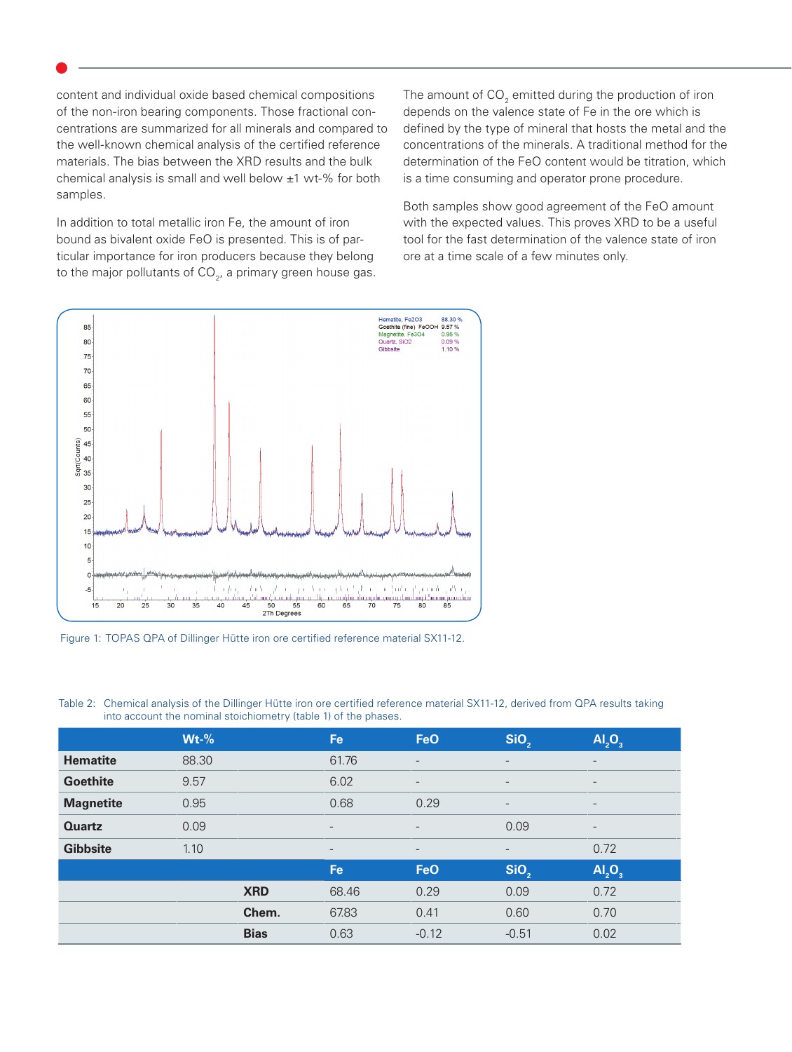content and individual oxide based chemical compositions of the non-iron bearing components. Those fractional concentrations are summarized for all minerals and compared to the well-known chemical analysis of the certified reference materials. The bias between the XRD results and the bulk chemical analysis is small and well below ±1 wt-% for both samples.

In addition to total metallic iron Fe, the amount of iron bound as bivalent oxide FeO is presented. This is of particular importance for iron producers because they belong to the major pollutants of $CO_2$, a primary green house gas.

The amount of $CO_2$ emitted during the production of iron depends on the valence state of Fe in the ore which is defined by the type of mineral that hosts the metal and the concentrations of the minerals. A traditional method for the determination of the FeO content would be titration, which is a time consuming and operator prone procedure.

Both samples show good agreement of the FeO amount with the expected values. This proves XRD to be a useful tool for the fast determination of the valence state of iron ore at a time scale of a few minutes only.

Figure 1: TOPAS QPA of Dillinger Hütte iron ore certified reference material SX11-12.

Table 2: Chemical analysis of the Dillinger Hütte iron ore certified reference material SX11-12, derived from QPA results taking into account the nominal stoichiometry (table 1) of the phases.

| | Wt-% | | Fe | FeO | $SiO_2$ | $Al_2O_3$ |
|---|---|---|---|---|---|---|
| **Hematite** | 88.30 | | 61.76 | - | - | - |
| **Goethite** | 9.57 | | 6.02 | - | - | - |
| **Magnetite** | 0.95 | | 0.68 | 0.29 | - | - |
| **Quartz** | 0.09 | | - | - | 0.09 | - |
| **Gibbsite** | 1.10 | | - | - | - | 0.72 |
| | | | **Fe** | **FeO** | **$SiO_2$** | **$Al_2O_3$** |
| | | **XRD** | 68.46 | 0.29 | 0.09 | 0.72 |
| | | **Chem.** | 67.83 | 0.41 | 0.60 | 0.70 |
| | | **Bias** | 0.63 | -0.12 | -0.51 | 0.02 |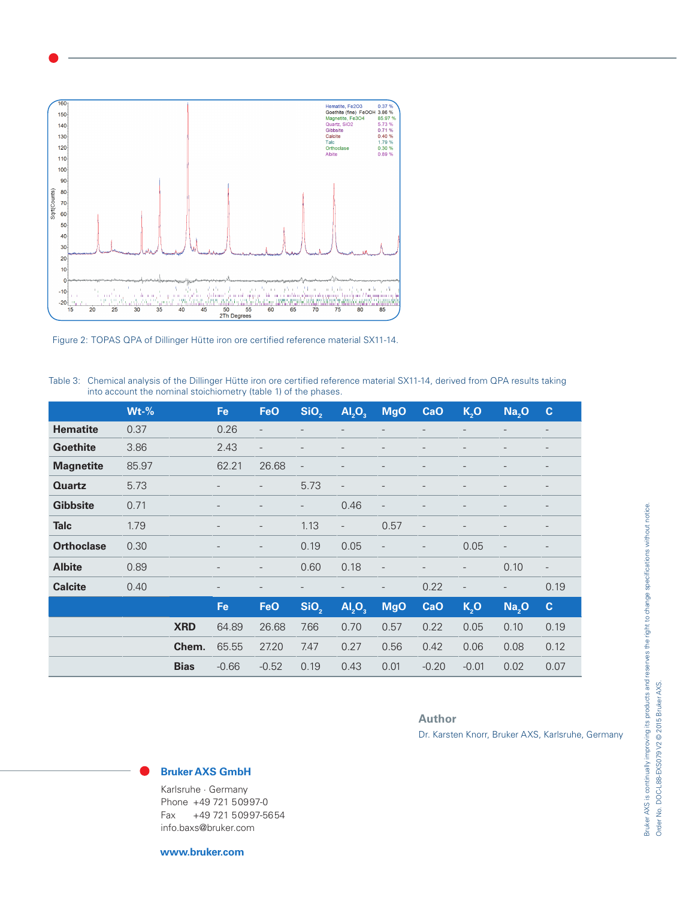Hematite, Fe2O3 0.37 %
Goethite (fine) FeOOH 3.86 %
Magnetite, Fe3O4 85.97 %
Quartz, SiO2 5.73 %
Gibbsite 0.71 %
Calcite 0.40 %
Talc 1.79 %
Orthoclase 0.30 %
Albite 0.89 %

Sqrt(Counts)

2Th Degrees

Figure 2: TOPAS QPA of Dillinger Hütte iron ore certified reference material SX11-14.

Table 3: Chemical analysis of the Dillinger Hütte iron ore certified reference material SX11-14, derived from QPA results taking into account the nominal stoichiometry (table 1) of the phases.

| | Wt-% | | Fe | FeO | $SiO_2$ | $Al_2O_3$ | MgO | CaO | $K_2O$ | $Na_2O$ | C |
|---|---|---|---|---|---|---|---|---|---|---|---|
| **Hematite** | 0.37 | | 0.26 | - | - | - | - | - | - | - | - |
| **Goethite** | 3.86 | | 2.43 | - | - | - | - | - | - | - | - |
| **Magnetite** | 85.97 | | 62.21 | 26.68 | - | - | - | - | - | - | - |
| **Quartz** | 5.73 | | - | - | 5.73 | - | - | - | - | - | - |
| **Gibbsite** | 0.71 | | - | - | - | 0.46 | - | - | - | - | - |
| **Talc** | 1.79 | | - | - | 1.13 | - | 0.57 | - | - | - | - |
| **Orthoclase** | 0.30 | | - | - | 0.19 | 0.05 | - | - | 0.05 | - | - |
| **Albite** | 0.89 | | - | - | 0.60 | 0.18 | - | - | - | 0.10 | - |
| **Calcite** | 0.40 | | - | - | - | - | - | 0.22 | - | - | 0.19 |
| | | | **Fe** | **FeO** | **$SiO_2$** | **$Al_2O_3$** | **MgO** | **CaO** | **$K_2O$** | **$Na_2O$** | **C** |
| | | **XRD** | 64.89 | 26.68 | 7.66 | 0.70 | 0.57 | 0.22 | 0.05 | 0.10 | 0.19 |
| | | **Chem.** | 65.55 | 27.20 | 7.47 | 0.27 | 0.56 | 0.42 | 0.06 | 0.08 | 0.12 |
| | | **Bias** | -0.66 | -0.52 | 0.19 | 0.43 | 0.01 | -0.20 | -0.01 | 0.02 | 0.07 |

## Author

Dr. Karsten Knorr, Bruker AXS, Karlsruhe, Germany

**Bruker AXS GmbH**

Karlsruhe · Germany
Phone +49 721 50997-0
Fax +49 721 50997-5654
info.baxs@bruker.com

**www.bruker.com**

Bruker AXS is continually improving its products and reserves the right to change specifications without notice.
Order No. DOC-L88-EXS079 V2 © 2015 Bruker AXS.